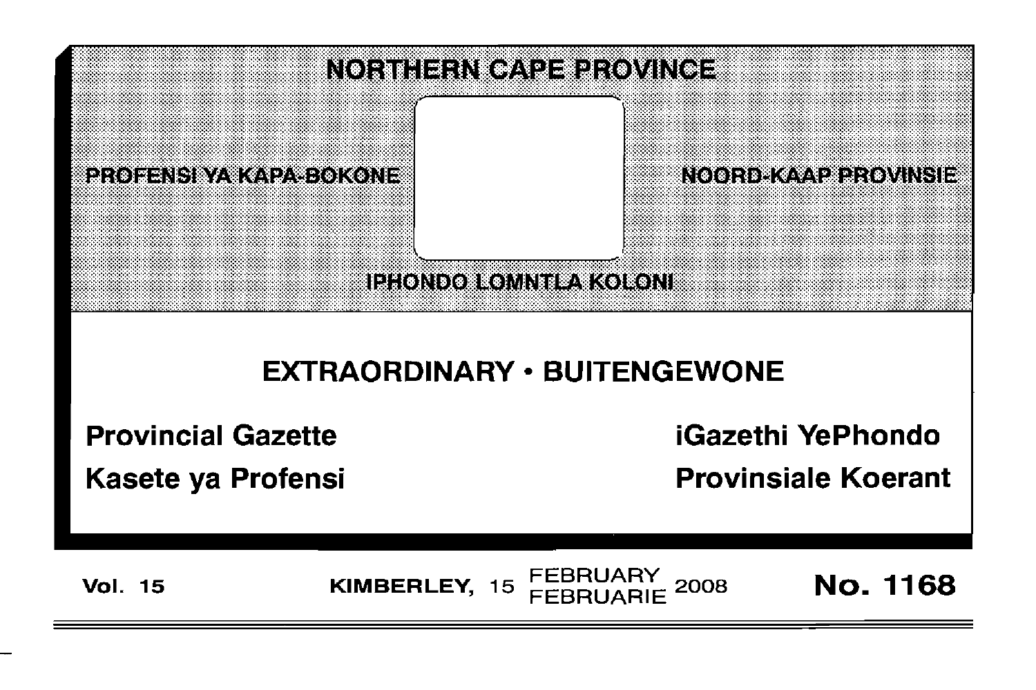# NORTHERN CAPE PROVINCE

PROFENSI YA KAPA-BOKONE

NOORD-KAAP PROVINSIE

IPHONDO LOMNTLA KOLONI

## EXTRAORDINARY • BUITENGEWONE

**Provincial Gazette**

**Kasete ya Profensi**

**iGazethi YePhondo**

**Provinsiale Koerant**

**Vol. 15** **KIMBERLEY,** 15 FEBRUARY FEBRUARIE 2008 **No. 1168**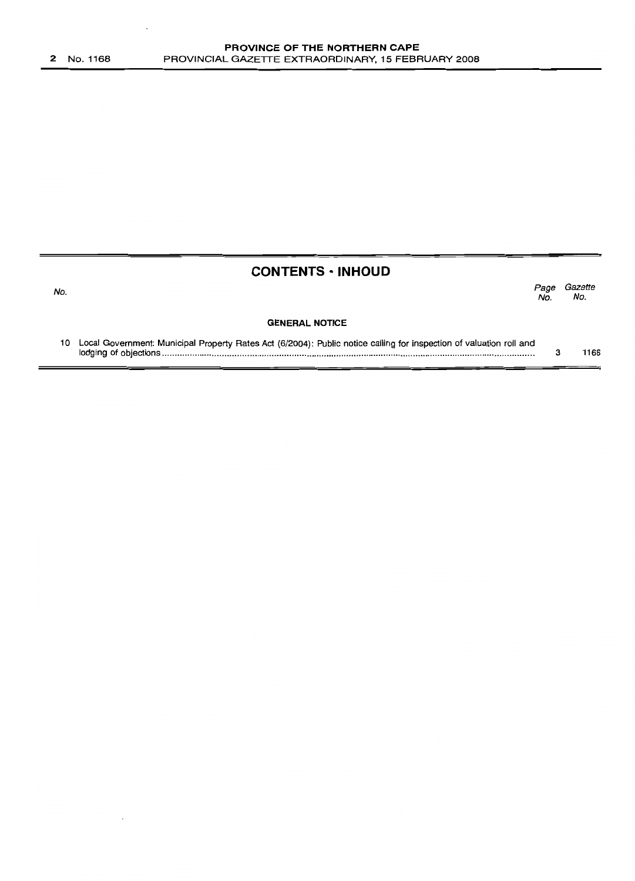## CONTENTS · INHOUD

| No. | | Page No. | Gazette No. |
|---|---|---|---|
| | **GENERAL NOTICE** | | |
| 10 | Local Government: Municipal Property Rates Act (6/2004): Public notice calling for inspection of valuation roll and lodging of objections | 3 | 1168 |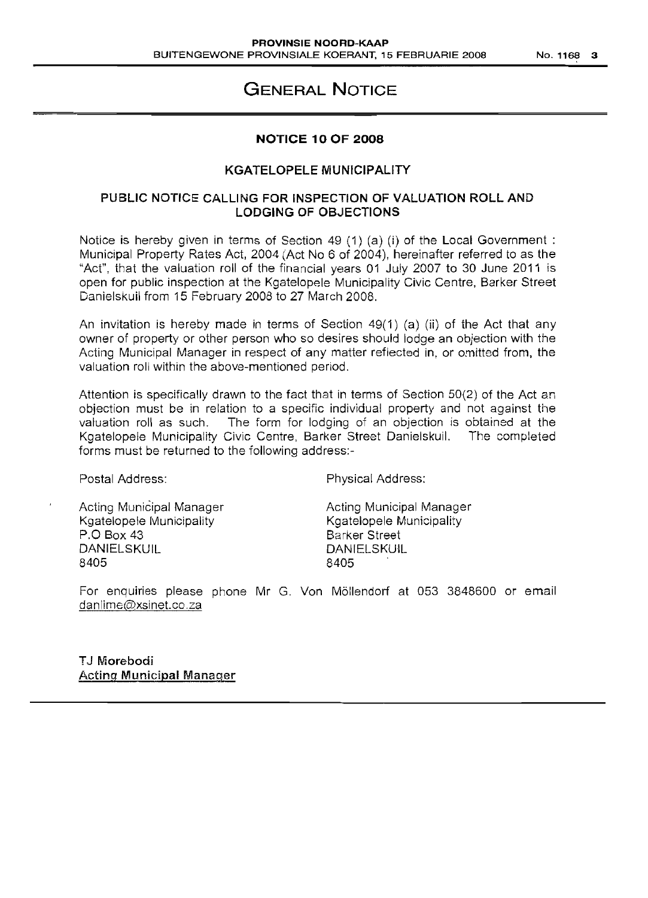# GENERAL NOTICE

## NOTICE 10 OF 2008

### KGATELOPELE MUNICIPALITY

### PUBLIC NOTICE CALLING FOR INSPECTION OF VALUATION ROLL AND LODGING OF OBJECTIONS

Notice is hereby given in terms of Section 49 (1) (a) (i) of the Local Government : Municipal Property Rates Act, 2004 (Act No 6 of 2004), hereinafter referred to as the "Act", that the valuation roll of the financial years 01 July 2007 to 30 June 2011 is open for public inspection at the Kgatelopele Municipality Civic Centre, Barker Street Danielskuil from 15 February 2008 to 27 March 2008.

An invitation is hereby made in terms of Section 49(1) (a) (ii) of the Act that any owner of property or other person who so desires should lodge an objection with the Acting Municipal Manager in respect of any matter reflected in, or omitted from, the valuation roll within the above-mentioned period.

Attention is specifically drawn to the fact that in terms of Section 50(2) of the Act an objection must be in relation to a specific individual property and not against the valuation roll as such. The form for lodging of an objection is obtained at the Kgatelopele Municipality Civic Centre, Barker Street Danielskuil. The completed forms must be returned to the following address:-

Postal Address:

Acting Municipal Manager
Kgatelopele Municipality
P.O Box 43
DANIELSKUIL
8405

Physical Address:

Acting Municipal Manager
Kgatelopele Municipality
Barker Street
DANIELSKUIL
8405

For enquiries please phone Mr G. Von Möllendorf at 053 3848600 or email danlime@xsinet.co.za

**TJ Morebodi**
**Acting Municipal Manager**